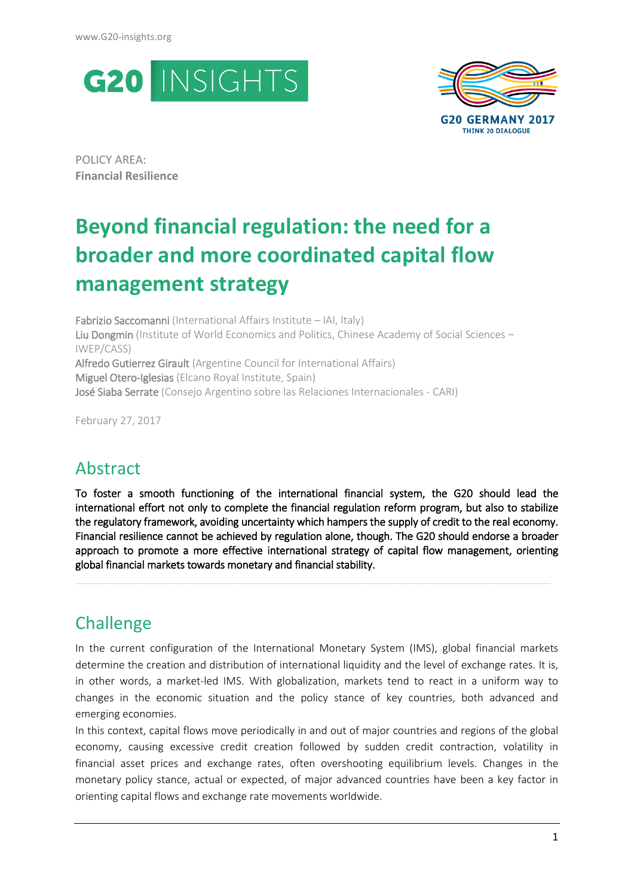POLICY AREA:
**Financial Resilience**

# Beyond financial regulation: the need for a broader and more coordinated capital flow management strategy

Fabrizio Saccomanni (International Affairs Institute – IAI, Italy)
Liu Dongmin (Institute of World Economics and Politics, Chinese Academy of Social Sciences – IWEP/CASS)
Alfredo Gutierrez Girault (Argentine Council for International Affairs)
Miguel Otero-Iglesias (Elcano Royal Institute, Spain)
José Siaba Serrate (Consejo Argentino sobre las Relaciones Internacionales - CARI)

February 27, 2017

## Abstract

**To foster a smooth functioning of the international financial system, the G20 should lead the international effort not only to complete the financial regulation reform program, but also to stabilize the regulatory framework, avoiding uncertainty which hampers the supply of credit to the real economy. Financial resilience cannot be achieved by regulation alone, though. The G20 should endorse a broader approach to promote a more effective international strategy of capital flow management, orienting global financial markets towards monetary and financial stability.**

## Challenge

In the current configuration of the International Monetary System (IMS), global financial markets determine the creation and distribution of international liquidity and the level of exchange rates. It is, in other words, a market-led IMS. With globalization, markets tend to react in a uniform way to changes in the economic situation and the policy stance of key countries, both advanced and emerging economies.

In this context, capital flows move periodically in and out of major countries and regions of the global economy, causing excessive credit creation followed by sudden credit contraction, volatility in financial asset prices and exchange rates, often overshooting equilibrium levels. Changes in the monetary policy stance, actual or expected, of major advanced countries have been a key factor in orienting capital flows and exchange rate movements worldwide.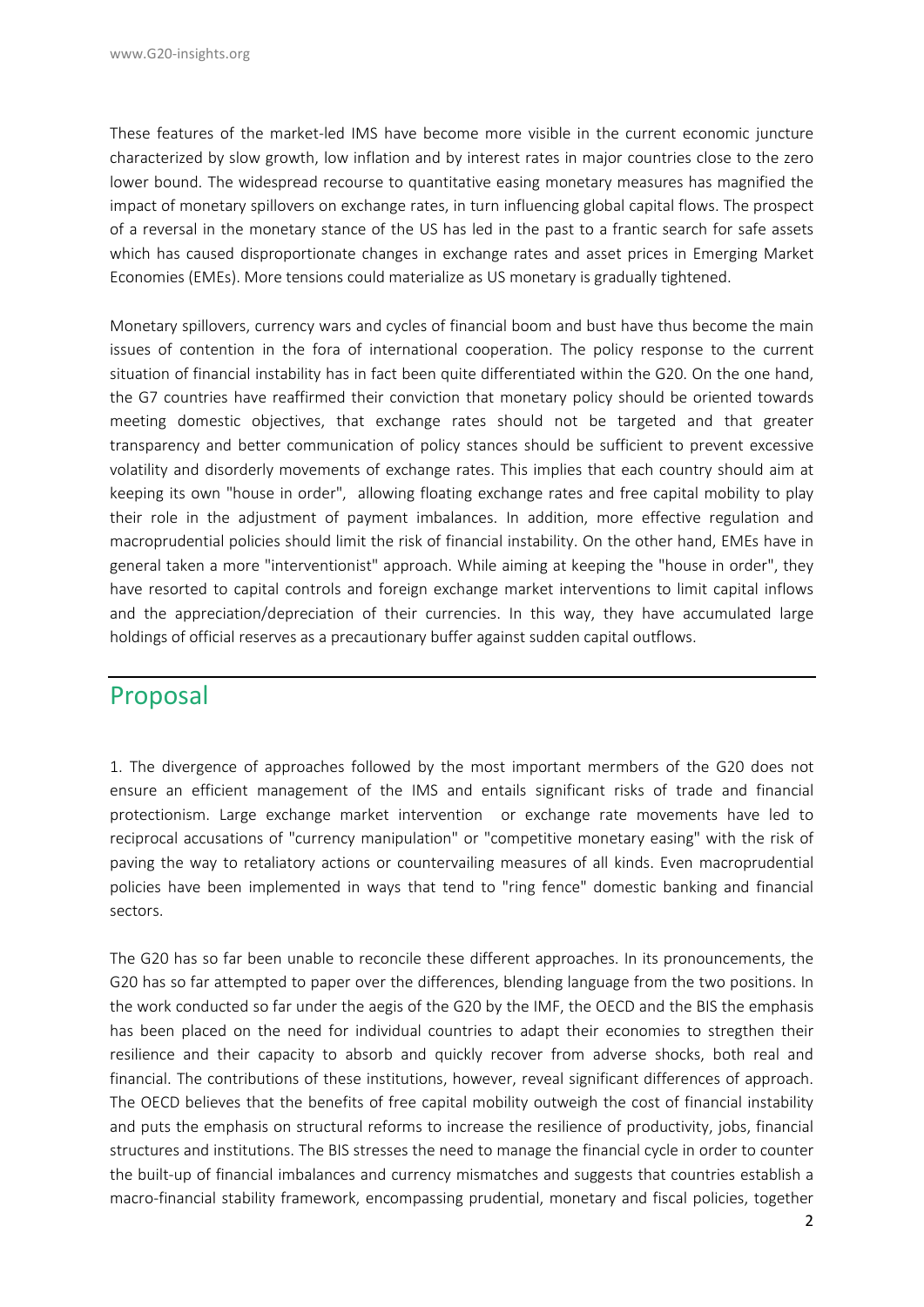These features of the market-led IMS have become more visible in the current economic juncture characterized by slow growth, low inflation and by interest rates in major countries close to the zero lower bound. The widespread recourse to quantitative easing monetary measures has magnified the impact of monetary spillovers on exchange rates, in turn influencing global capital flows. The prospect of a reversal in the monetary stance of the US has led in the past to a frantic search for safe assets which has caused disproportionate changes in exchange rates and asset prices in Emerging Market Economies (EMEs). More tensions could materialize as US monetary is gradually tightened.

Monetary spillovers, currency wars and cycles of financial boom and bust have thus become the main issues of contention in the fora of international cooperation. The policy response to the current situation of financial instability has in fact been quite differentiated within the G20. On the one hand, the G7 countries have reaffirmed their conviction that monetary policy should be oriented towards meeting domestic objectives, that exchange rates should not be targeted and that greater transparency and better communication of policy stances should be sufficient to prevent excessive volatility and disorderly movements of exchange rates. This implies that each country should aim at keeping its own "house in order", allowing floating exchange rates and free capital mobility to play their role in the adjustment of payment imbalances. In addition, more effective regulation and macroprudential policies should limit the risk of financial instability. On the other hand, EMEs have in general taken a more "interventionist" approach. While aiming at keeping the "house in order", they have resorted to capital controls and foreign exchange market interventions to limit capital inflows and the appreciation/depreciation of their currencies. In this way, they have accumulated large holdings of official reserves as a precautionary buffer against sudden capital outflows.

## Proposal

1. The divergence of approaches followed by the most important mermbers of the G20 does not ensure an efficient management of the IMS and entails significant risks of trade and financial protectionism. Large exchange market intervention or exchange rate movements have led to reciprocal accusations of "currency manipulation" or "competitive monetary easing" with the risk of paving the way to retaliatory actions or countervailing measures of all kinds. Even macroprudential policies have been implemented in ways that tend to "ring fence" domestic banking and financial sectors.

The G20 has so far been unable to reconcile these different approaches. In its pronouncements, the G20 has so far attempted to paper over the differences, blending language from the two positions. In the work conducted so far under the aegis of the G20 by the IMF, the OECD and the BIS the emphasis has been placed on the need for individual countries to adapt their economies to stregthen their resilience and their capacity to absorb and quickly recover from adverse shocks, both real and financial. The contributions of these institutions, however, reveal significant differences of approach. The OECD believes that the benefits of free capital mobility outweigh the cost of financial instability and puts the emphasis on structural reforms to increase the resilience of productivity, jobs, financial structures and institutions. The BIS stresses the need to manage the financial cycle in order to counter the built-up of financial imbalances and currency mismatches and suggests that countries establish a macro-financial stability framework, encompassing prudential, monetary and fiscal policies, together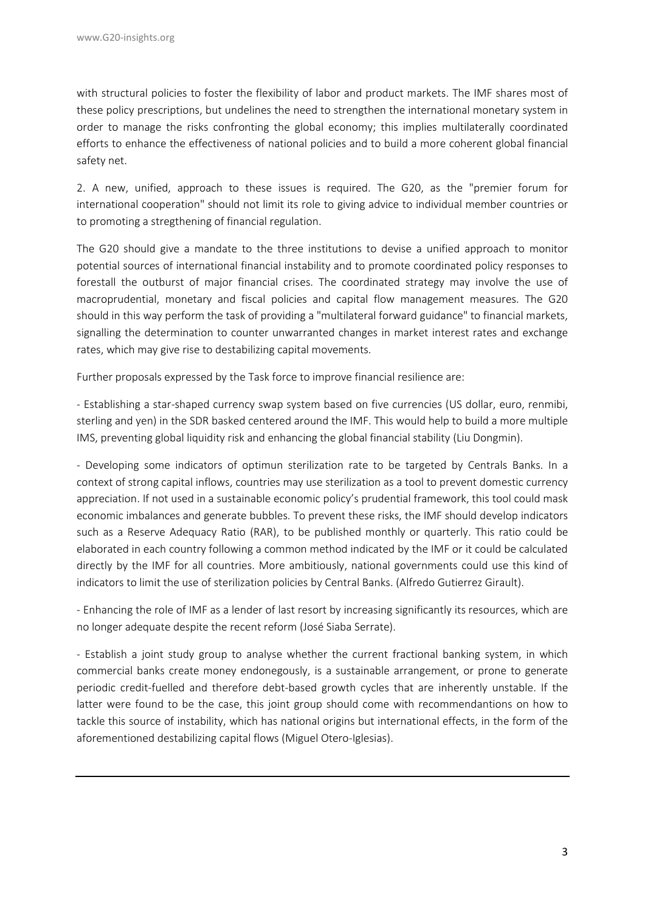with structural policies to foster the flexibility of labor and product markets. The IMF shares most of these policy prescriptions, but undelines the need to strengthen the international monetary system in order to manage the risks confronting the global economy; this implies multilaterally coordinated efforts to enhance the effectiveness of national policies and to build a more coherent global financial safety net.

2. A new, unified, approach to these issues is required. The G20, as the "premier forum for international cooperation" should not limit its role to giving advice to individual member countries or to promoting a stregthening of financial regulation.

The G20 should give a mandate to the three institutions to devise a unified approach to monitor potential sources of international financial instability and to promote coordinated policy responses to forestall the outburst of major financial crises. The coordinated strategy may involve the use of macroprudential, monetary and fiscal policies and capital flow management measures. The G20 should in this way perform the task of providing a "multilateral forward guidance" to financial markets, signalling the determination to counter unwarranted changes in market interest rates and exchange rates, which may give rise to destabilizing capital movements.

Further proposals expressed by the Task force to improve financial resilience are:

- Establishing a star-shaped currency swap system based on five currencies (US dollar, euro, renmibi, sterling and yen) in the SDR basked centered around the IMF. This would help to build a more multiple IMS, preventing global liquidity risk and enhancing the global financial stability (Liu Dongmin).

- Developing some indicators of optimun sterilization rate to be targeted by Centrals Banks. In a context of strong capital inflows, countries may use sterilization as a tool to prevent domestic currency appreciation. If not used in a sustainable economic policy's prudential framework, this tool could mask economic imbalances and generate bubbles. To prevent these risks, the IMF should develop indicators such as a Reserve Adequacy Ratio (RAR), to be published monthly or quarterly. This ratio could be elaborated in each country following a common method indicated by the IMF or it could be calculated directly by the IMF for all countries. More ambitiously, national governments could use this kind of indicators to limit the use of sterilization policies by Central Banks. (Alfredo Gutierrez Girault).

- Enhancing the role of IMF as a lender of last resort by increasing significantly its resources, which are no longer adequate despite the recent reform (José Siaba Serrate).

- Establish a joint study group to analyse whether the current fractional banking system, in which commercial banks create money endonegously, is a sustainable arrangement, or prone to generate periodic credit-fuelled and therefore debt-based growth cycles that are inherently unstable. If the latter were found to be the case, this joint group should come with recommendantions on how to tackle this source of instability, which has national origins but international effects, in the form of the aforementioned destabilizing capital flows (Miguel Otero-Iglesias).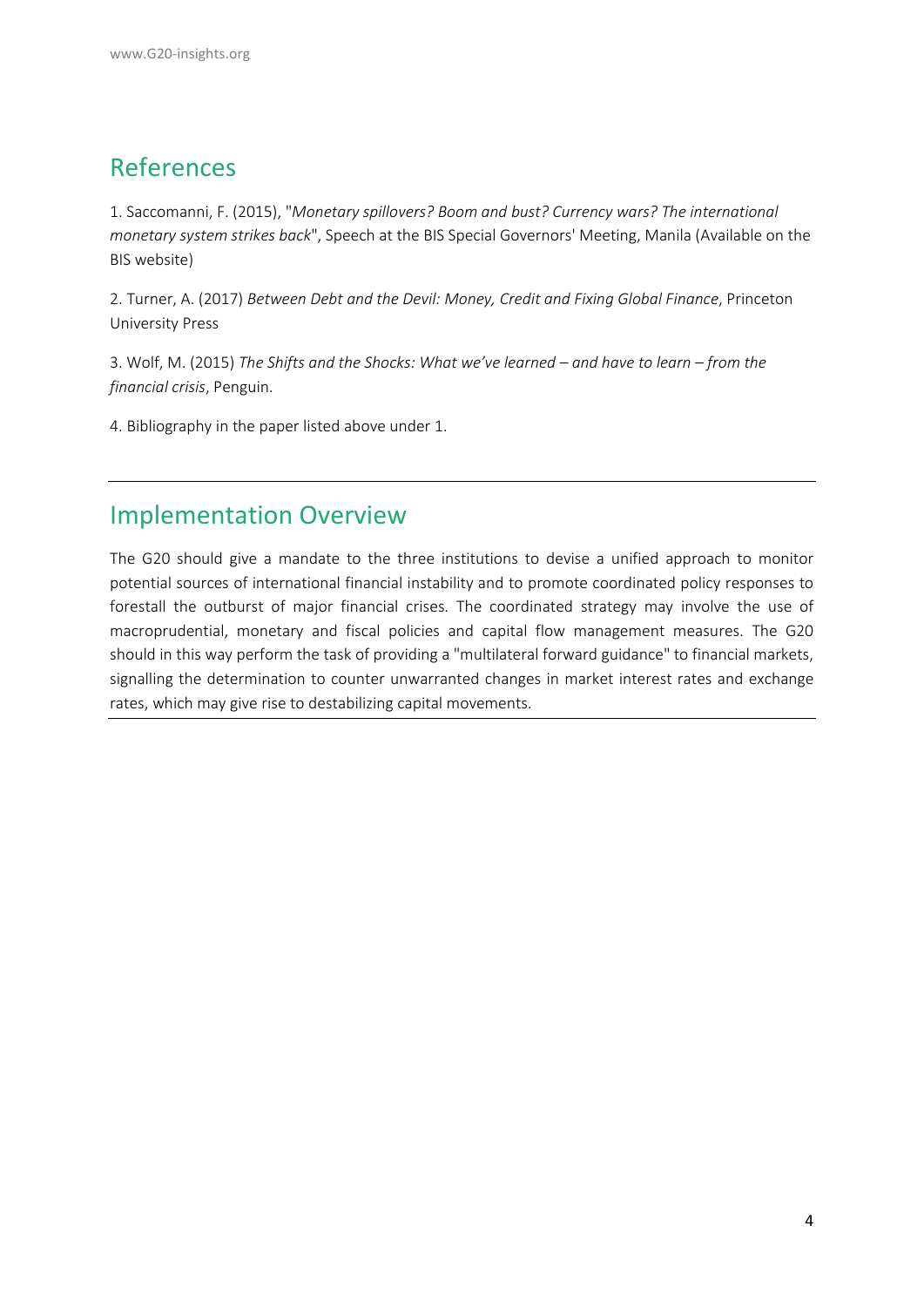## References

1. Saccomanni, F. (2015), "*Monetary spillovers? Boom and bust? Currency wars? The international monetary system strikes back*", Speech at the BIS Special Governors' Meeting, Manila (Available on the BIS website)

2. Turner, A. (2017) *Between Debt and the Devil: Money, Credit and Fixing Global Finance*, Princeton University Press

3. Wolf, M. (2015) *The Shifts and the Shocks: What we've learned – and have to learn – from the financial crisis*, Penguin.

4. Bibliography in the paper listed above under 1.

---

## Implementation Overview

The G20 should give a mandate to the three institutions to devise a unified approach to monitor potential sources of international financial instability and to promote coordinated policy responses to forestall the outburst of major financial crises. The coordinated strategy may involve the use of macroprudential, monetary and fiscal policies and capital flow management measures. The G20 should in this way perform the task of providing a "multilateral forward guidance" to financial markets, signalling the determination to counter unwarranted changes in market interest rates and exchange rates, which may give rise to destabilizing capital movements.